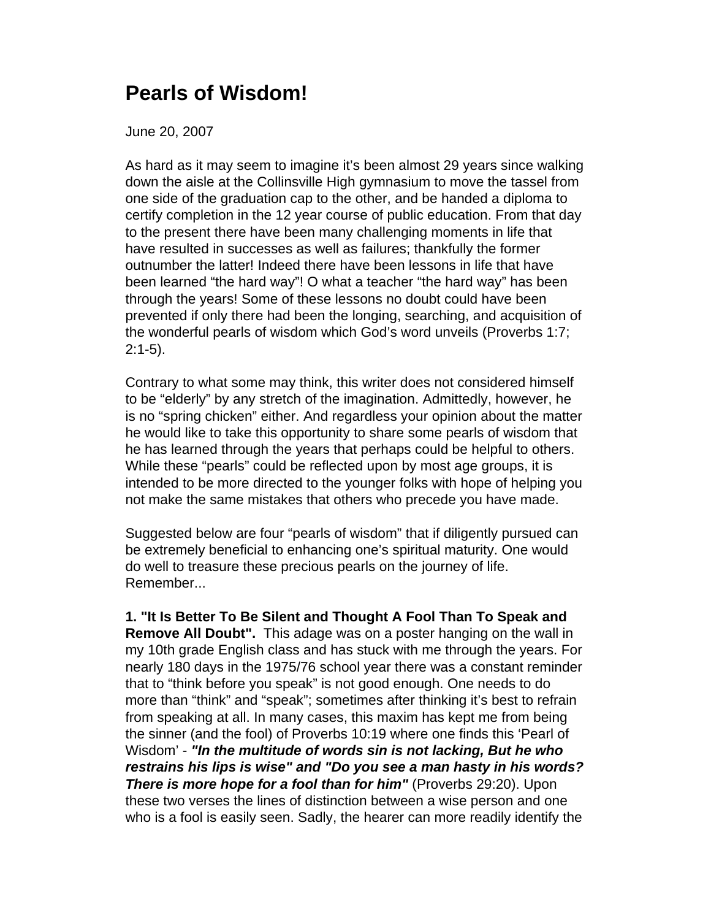# Pearls of Wisdom!

June 20, 2007

As hard as it may seem to imagine it's been almost 29 years since walking down the aisle at the Collinsville High gymnasium to move the tassel from one side of the graduation cap to the other, and be handed a diploma to certify completion in the 12 year course of public education. From that day to the present there have been many challenging moments in life that have resulted in successes as well as failures; thankfully the former outnumber the latter! Indeed there have been lessons in life that have been learned "the hard way"! O what a teacher "the hard way" has been through the years! Some of these lessons no doubt could have been prevented if only there had been the longing, searching, and acquisition of the wonderful pearls of wisdom which God's word unveils (Proverbs 1:7; 2:1-5).

Contrary to what some may think, this writer does not considered himself to be "elderly" by any stretch of the imagination. Admittedly, however, he is no "spring chicken" either. And regardless your opinion about the matter he would like to take this opportunity to share some pearls of wisdom that he has learned through the years that perhaps could be helpful to others. While these "pearls" could be reflected upon by most age groups, it is intended to be more directed to the younger folks with hope of helping you not make the same mistakes that others who precede you have made.

Suggested below are four "pearls of wisdom" that if diligently pursued can be extremely beneficial to enhancing one's spiritual maturity. One would do well to treasure these precious pearls on the journey of life. Remember...

**1. "It Is Better To Be Silent and Thought A Fool Than To Speak and Remove All Doubt".** This adage was on a poster hanging on the wall in my 10th grade English class and has stuck with me through the years. For nearly 180 days in the 1975/76 school year there was a constant reminder that to "think before you speak" is not good enough. One needs to do more than "think" and "speak"; sometimes after thinking it's best to refrain from speaking at all. In many cases, this maxim has kept me from being the sinner (and the fool) of Proverbs 10:19 where one finds this 'Pearl of Wisdom' - ***"In the multitude of words sin is not lacking, But he who restrains his lips is wise" and "Do you see a man hasty in his words? There is more hope for a fool than for him"*** (Proverbs 29:20). Upon these two verses the lines of distinction between a wise person and one who is a fool is easily seen. Sadly, the hearer can more readily identify the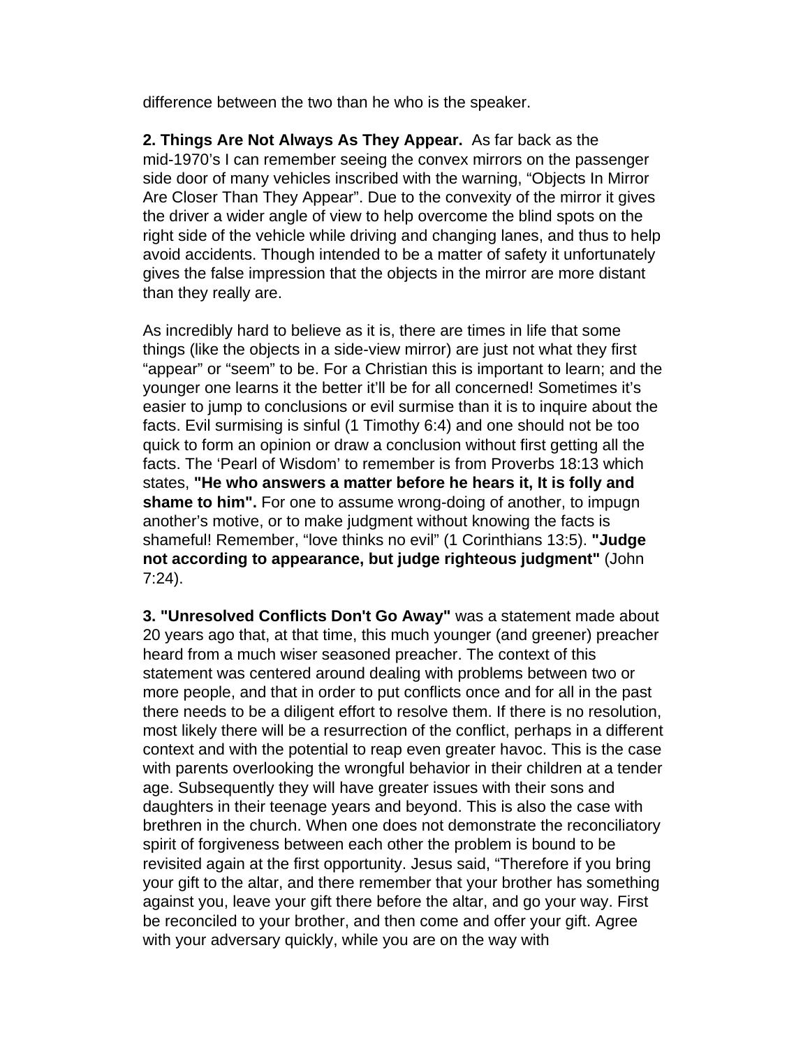difference between the two than he who is the speaker.

**2. Things Are Not Always As They Appear.** As far back as the mid-1970's I can remember seeing the convex mirrors on the passenger side door of many vehicles inscribed with the warning, "Objects In Mirror Are Closer Than They Appear". Due to the convexity of the mirror it gives the driver a wider angle of view to help overcome the blind spots on the right side of the vehicle while driving and changing lanes, and thus to help avoid accidents. Though intended to be a matter of safety it unfortunately gives the false impression that the objects in the mirror are more distant than they really are.

As incredibly hard to believe as it is, there are times in life that some things (like the objects in a side-view mirror) are just not what they first "appear" or "seem" to be. For a Christian this is important to learn; and the younger one learns it the better it'll be for all concerned! Sometimes it's easier to jump to conclusions or evil surmise than it is to inquire about the facts. Evil surmising is sinful (1 Timothy 6:4) and one should not be too quick to form an opinion or draw a conclusion without first getting all the facts. The 'Pearl of Wisdom' to remember is from Proverbs 18:13 which states, **"He who answers a matter before he hears it, It is folly and shame to him".** For one to assume wrong-doing of another, to impugn another's motive, or to make judgment without knowing the facts is shameful! Remember, "love thinks no evil" (1 Corinthians 13:5). **"Judge not according to appearance, but judge righteous judgment"** (John 7:24).

**3. "Unresolved Conflicts Don't Go Away"** was a statement made about 20 years ago that, at that time, this much younger (and greener) preacher heard from a much wiser seasoned preacher. The context of this statement was centered around dealing with problems between two or more people, and that in order to put conflicts once and for all in the past there needs to be a diligent effort to resolve them. If there is no resolution, most likely there will be a resurrection of the conflict, perhaps in a different context and with the potential to reap even greater havoc. This is the case with parents overlooking the wrongful behavior in their children at a tender age. Subsequently they will have greater issues with their sons and daughters in their teenage years and beyond. This is also the case with brethren in the church. When one does not demonstrate the reconciliatory spirit of forgiveness between each other the problem is bound to be revisited again at the first opportunity. Jesus said, "Therefore if you bring your gift to the altar, and there remember that your brother has something against you, leave your gift there before the altar, and go your way. First be reconciled to your brother, and then come and offer your gift. Agree with your adversary quickly, while you are on the way with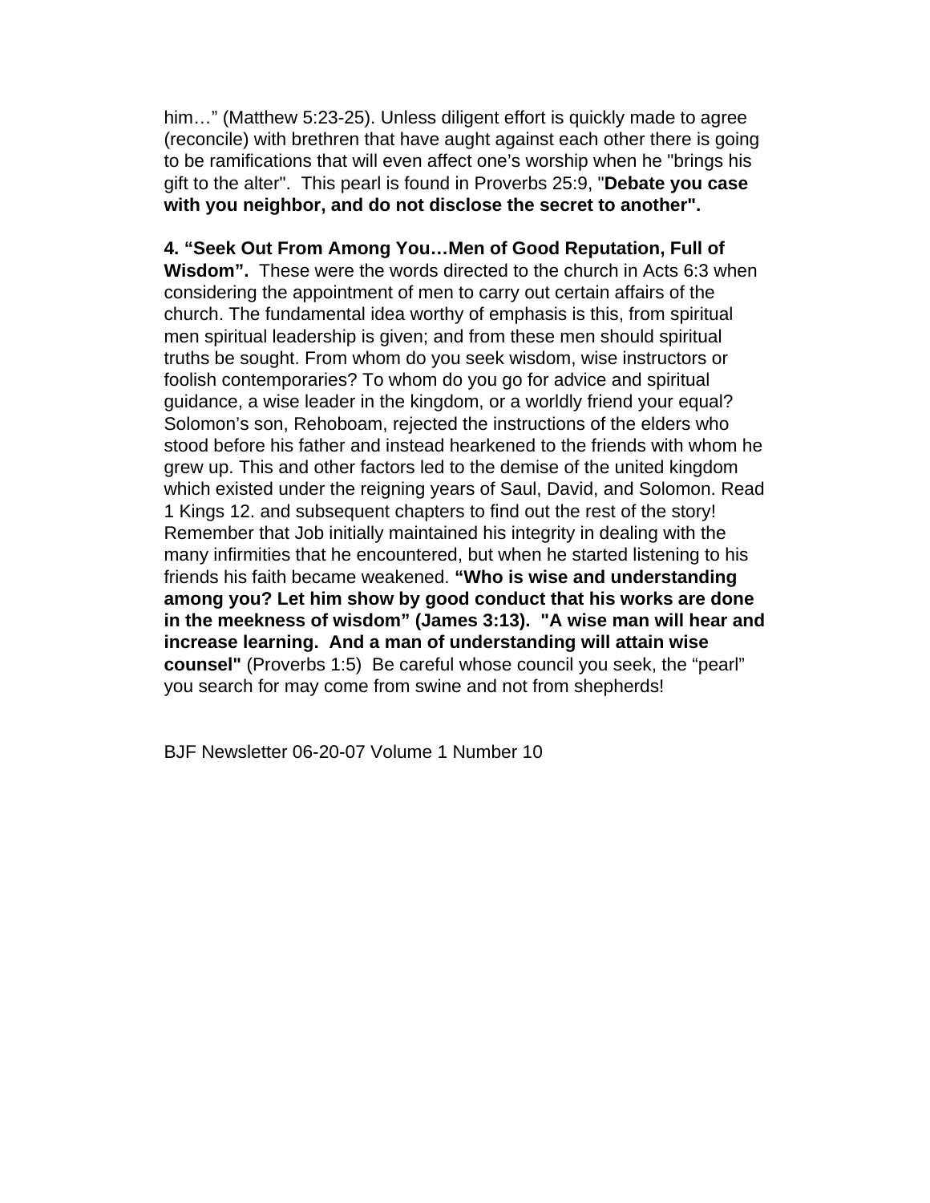him…" (Matthew 5:23-25). Unless diligent effort is quickly made to agree (reconcile) with brethren that have aught against each other there is going to be ramifications that will even affect one's worship when he "brings his gift to the alter". This pearl is found in Proverbs 25:9, "**Debate you case with you neighbor, and do not disclose the secret to another".**

**4. "Seek Out From Among You…Men of Good Reputation, Full of Wisdom".** These were the words directed to the church in Acts 6:3 when considering the appointment of men to carry out certain affairs of the church. The fundamental idea worthy of emphasis is this, from spiritual men spiritual leadership is given; and from these men should spiritual truths be sought. From whom do you seek wisdom, wise instructors or foolish contemporaries? To whom do you go for advice and spiritual guidance, a wise leader in the kingdom, or a worldly friend your equal? Solomon's son, Rehoboam, rejected the instructions of the elders who stood before his father and instead hearkened to the friends with whom he grew up. This and other factors led to the demise of the united kingdom which existed under the reigning years of Saul, David, and Solomon. Read 1 Kings 12. and subsequent chapters to find out the rest of the story! Remember that Job initially maintained his integrity in dealing with the many infirmities that he encountered, but when he started listening to his friends his faith became weakened. **"Who is wise and understanding among you? Let him show by good conduct that his works are done in the meekness of wisdom" (James 3:13). "A wise man will hear and increase learning. And a man of understanding will attain wise counsel"** (Proverbs 1:5) Be careful whose council you seek, the "pearl" you search for may come from swine and not from shepherds!

BJF Newsletter 06-20-07 Volume 1 Number 10